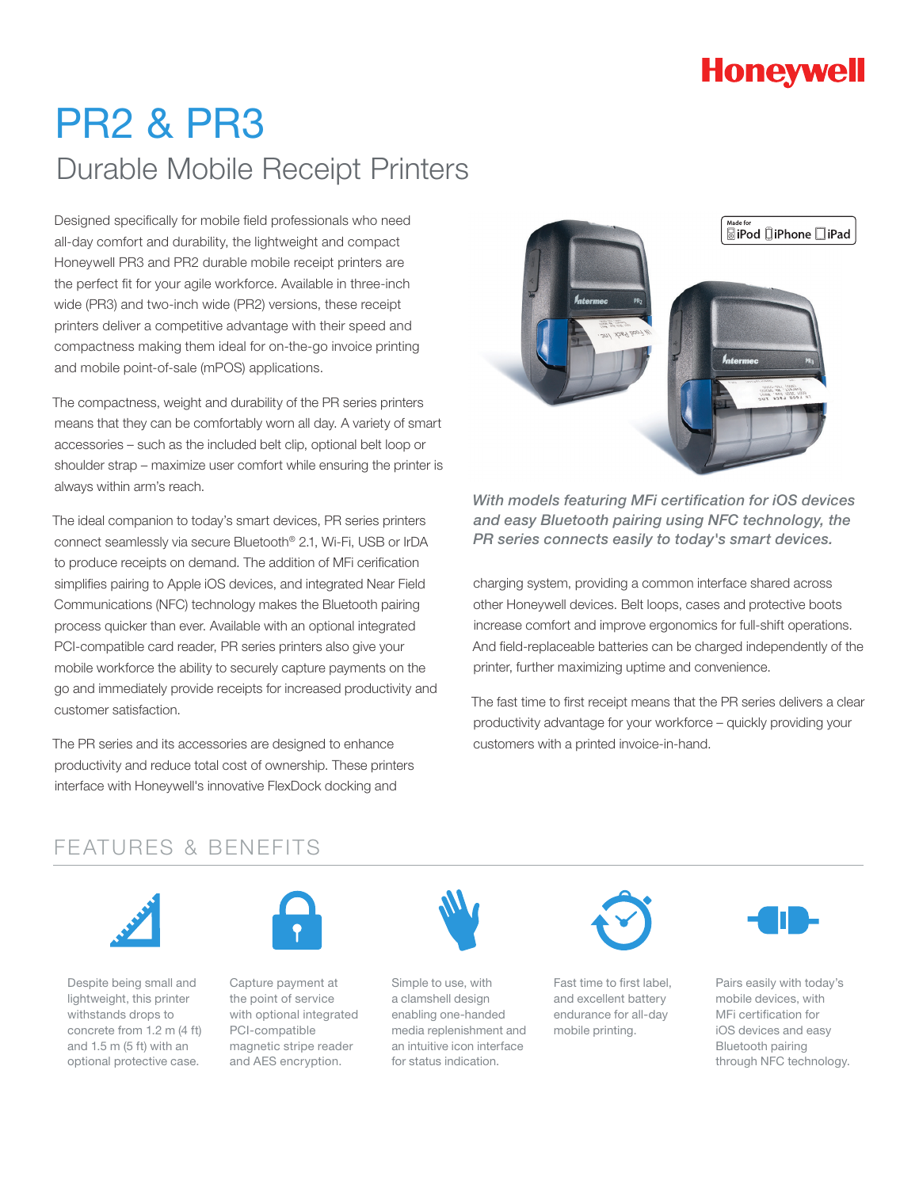Honeywell

# PR2 & PR3

## Durable Mobile Receipt Printers

Designed specifically for mobile field professionals who need all-day comfort and durability, the lightweight and compact Honeywell PR3 and PR2 durable mobile receipt printers are the perfect fit for your agile workforce. Available in three-inch wide (PR3) and two-inch wide (PR2) versions, these receipt printers deliver a competitive advantage with their speed and compactness making them ideal for on-the-go invoice printing and mobile point-of-sale (mPOS) applications.

The compactness, weight and durability of the PR series printers means that they can be comfortably worn all day. A variety of smart accessories – such as the included belt clip, optional belt loop or shoulder strap – maximize user comfort while ensuring the printer is always within arm's reach.

The ideal companion to today's smart devices, PR series printers connect seamlessly via secure Bluetooth® 2.1, Wi-Fi, USB or IrDA to produce receipts on demand. The addition of MFi cerification simplifies pairing to Apple iOS devices, and integrated Near Field Communications (NFC) technology makes the Bluetooth pairing process quicker than ever. Available with an optional integrated PCI-compatible card reader, PR series printers also give your mobile workforce the ability to securely capture payments on the go and immediately provide receipts for increased productivity and customer satisfaction.

The PR series and its accessories are designed to enhance productivity and reduce total cost of ownership. These printers interface with Honeywell's innovative FlexDock docking and charging system, providing a common interface shared across other Honeywell devices. Belt loops, cases and protective boots increase comfort and improve ergonomics for full-shift operations. And field-replaceable batteries can be charged independently of the printer, further maximizing uptime and convenience.

The fast time to first receipt means that the PR series delivers a clear productivity advantage for your workforce – quickly providing your customers with a printed invoice-in-hand.

Made for iPod iPhone iPad

*With models featuring MFi certification for iOS devices and easy Bluetooth pairing using NFC technology, the PR series connects easily to today's smart devices.*

## FEATURES & BENEFITS

- Despite being small and lightweight, this printer withstands drops to concrete from 1.2 m (4 ft) and 1.5 m (5 ft) with an optional protective case.
- Capture payment at the point of service with optional integrated PCI-compatible magnetic stripe reader and AES encryption.
- Simple to use, with a clamshell design enabling one-handed media replenishment and an intuitive icon interface for status indication.
- Fast time to first label, and excellent battery endurance for all-day mobile printing.
- Pairs easily with today's mobile devices, with MFi certification for iOS devices and easy Bluetooth pairing through NFC technology.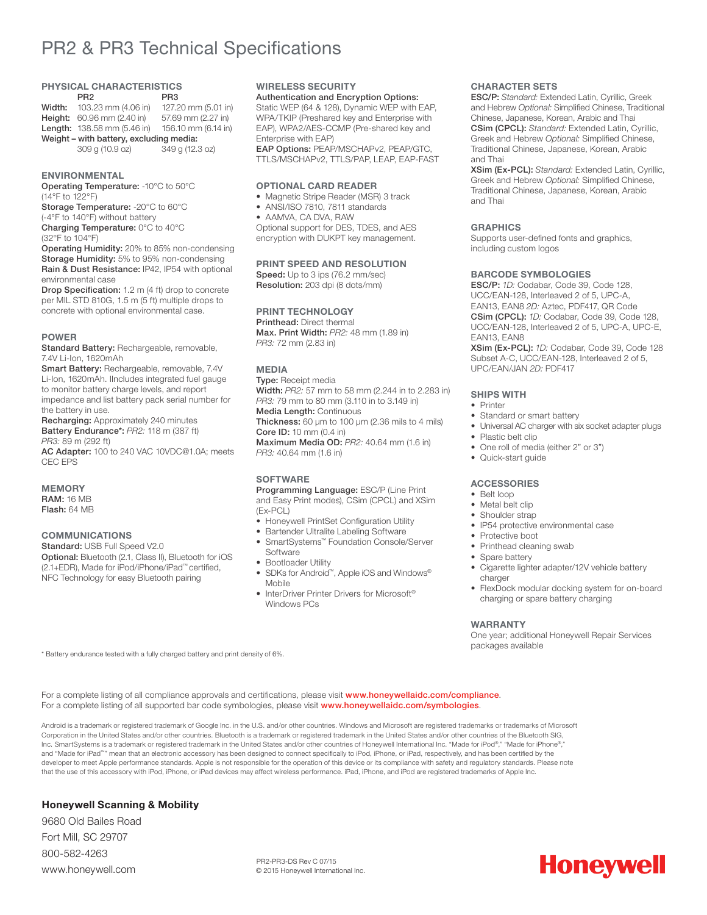# PR2 & PR3 Technical Specifications

## PHYSICAL CHARACTERISTICS

| | PR2 | PR3 |
|---|---|---|
| **Width:** | 103.23 mm (4.06 in) | 127.20 mm (5.01 in) |
| **Height:** | 60.96 mm (2.40 in) | 57.69 mm (2.27 in) |
| **Length:** | 138.58 mm (5.46 in) | 156.10 mm (6.14 in) |
| **Weight – with battery, excluding media:** | 309 g (10.9 oz) | 349 g (12.3 oz) |

## ENVIRONMENTAL

**Operating Temperature:** -10°C to 50°C (14°F to 122°F)
**Storage Temperature:** -20°C to 60°C (-4°F to 140°F) without battery
**Charging Temperature:** 0°C to 40°C (32°F to 104°F)
**Operating Humidity:** 20% to 85% non-condensing
**Storage Humidity:** 5% to 95% non-condensing
**Rain & Dust Resistance:** IP42, IP54 with optional environmental case
**Drop Specification:** 1.2 m (4 ft) drop to concrete per MIL STD 810G, 1.5 m (5 ft) multiple drops to concrete with optional environmental case.

## POWER

**Standard Battery:** Rechargeable, removable, 7.4V Li-Ion, 1620mAh
**Smart Battery:** Rechargeable, removable, 7.4V Li-Ion, 1620mAh. IIncludes integrated fuel gauge to monitor battery charge levels, and report impedance and list battery pack serial number for the battery in use.
**Recharging:** Approximately 240 minutes
**Battery Endurance*:** *PR2:* 118 m (387 ft) *PR3:* 89 m (292 ft)
**AC Adapter:** 100 to 240 VAC 10VDC@1.0A; meets CEC EPS

## MEMORY

**RAM:** 16 MB
**Flash:** 64 MB

## COMMUNICATIONS

**Standard:** USB Full Speed V2.0
**Optional:** Bluetooth (2.1, Class II), Bluetooth for iOS (2.1+EDR), Made for iPod/iPhone/iPad™ certified, NFC Technology for easy Bluetooth pairing

## WIRELESS SECURITY

**Authentication and Encryption Options:** Static WEP (64 & 128), Dynamic WEP with EAP, WPA/TKIP (Preshared key and Enterprise with EAP), WPA2/AES-CCMP (Pre-shared key and Enterprise with EAP)
**EAP Options:** PEAP/MSCHAPv2, PEAP/GTC, TTLS/MSCHAPv2, TTLS/PAP, LEAP, EAP-FAST

## OPTIONAL CARD READER

- Magnetic Stripe Reader (MSR) 3 track
- ANSI/ISO 7810, 7811 standards
- AAMVA, CA DVA, RAW

Optional support for DES, TDES, and AES encryption with DUKPT key management.

## PRINT SPEED AND RESOLUTION

**Speed:** Up to 3 ips (76.2 mm/sec)
**Resolution:** 203 dpi (8 dots/mm)

## PRINT TECHNOLOGY

**Printhead:** Direct thermal
**Max. Print Width:** *PR2:* 48 mm (1.89 in) *PR3:* 72 mm (2.83 in)

## MEDIA

**Type:** Receipt media
**Width:** *PR2:* 57 mm to 58 mm (2.244 in to 2.283 in) *PR3:* 79 mm to 80 mm (3.110 in to 3.149 in)
**Media Length:** Continuous
**Thickness:** 60 µm to 100 µm (2.36 mils to 4 mils)
**Core ID:** 10 mm (0.4 in)
**Maximum Media OD:** *PR2:* 40.64 mm (1.6 in) *PR3:* 40.64 mm (1.6 in)

## SOFTWARE

**Programming Language:** ESC/P (Line Print and Easy Print modes), CSim (CPCL) and XSim (Ex-PCL)

- Honeywell PrintSet Configuration Utility
- Bartender Ultralite Labeling Software
- SmartSystems™ Foundation Console/Server Software
- Bootloader Utility
- SDKs for Android™, Apple iOS and Windows® Mobile
- InterDriver Printer Drivers for Microsoft® Windows PCs

## CHARACTER SETS

**ESC/P:** *Standard:* Extended Latin, Cyrillic, Greek and Hebrew *Optional:* Simplified Chinese, Traditional Chinese, Japanese, Korean, Arabic and Thai
**CSim (CPCL):** *Standard:* Extended Latin, Cyrillic, Greek and Hebrew *Optional:* Simplified Chinese, Traditional Chinese, Japanese, Korean, Arabic and Thai
**XSim (Ex-PCL):** *Standard:* Extended Latin, Cyrillic, Greek and Hebrew *Optional:* Simplified Chinese, Traditional Chinese, Japanese, Korean, Arabic and Thai

## GRAPHICS

Supports user-defined fonts and graphics, including custom logos

## BARCODE SYMBOLOGIES

**ESC/P:** *1D:* Codabar, Code 39, Code 128, UCC/EAN-128, Interleaved 2 of 5, UPC-A, EAN13, EAN8 *2D:* Aztec, PDF417, QR Code
**CSim (CPCL):** *1D:* Codabar, Code 39, Code 128, UCC/EAN-128, Interleaved 2 of 5, UPC-A, UPC-E, EAN13, EAN8
**XSim (Ex-PCL):** *1D:* Codabar, Code 39, Code 128 Subset A-C, UCC/EAN-128, Interleaved 2 of 5, UPC/EAN/JAN *2D:* PDF417

## SHIPS WITH

- Printer
- Standard or smart battery
- Universal AC charger with six socket adapter plugs
- Plastic belt clip
- One roll of media (either 2" or 3")
- Quick-start guide

## ACCESSORIES

- Belt loop
- Metal belt clip
- Shoulder strap
- IP54 protective environmental case
- Protective boot
- Printhead cleaning swab
- Spare battery
- Cigarette lighter adapter/12V vehicle battery charger
- FlexDock modular docking system for on-board charging or spare battery charging

## WARRANTY

One year; additional Honeywell Repair Services packages available

* Battery endurance tested with a fully charged battery and print density of 6%.

For a complete listing of all compliance approvals and certifications, please visit www.honeywellaidc.com/compliance.
For a complete listing of all supported bar code symbologies, please visit www.honeywellaidc.com/symbologies.

Android is a trademark or registered trademark of Google Inc. in the U.S. and/or other countries. Windows and Microsoft are registered trademarks or trademarks of Microsoft Corporation in the United States and/or other countries. Bluetooth is a trademark or registered trademark in the United States and/or other countries of the Bluetooth SIG, Inc. SmartSystems is a trademark or registered trademark in the United States and/or other countries of Honeywell International Inc. "Made for iPod®," "Made for iPhone®," and "Made for iPad™" mean that an electronic accessory has been designed to connect specifically to iPod, iPhone, or iPad, respectively, and has been certified by the developer to meet Apple performance standards. Apple is not responsible for the operation of this device or its compliance with safety and regulatory standards. Please note that the use of this accessory with iPod, iPhone, or iPad devices may affect wireless performance. iPad, iPhone, and iPod are registered trademarks of Apple Inc.

**Honeywell Scanning & Mobility**
9680 Old Bailes Road
Fort Mill, SC 29707
800-582-4263
www.honeywell.com

PR2-PR3-DS Rev C 07/15
© 2015 Honeywell International Inc.

Honeywell